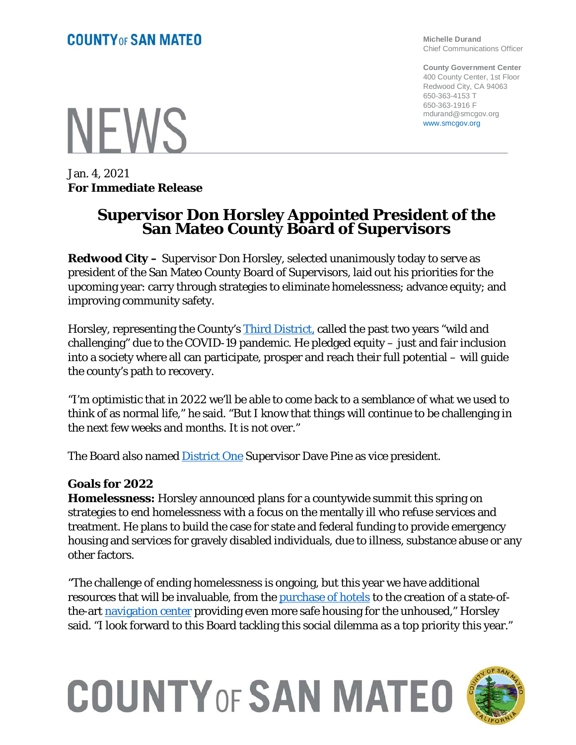**COUNTY OF SAN MATEO**

**Michelle Durand**
Chief Communications Officer

**County Government Center**
400 County Center, 1st Floor
Redwood City, CA 94063
650-363-4153 T
650-363-1916 F
mdurand@smcgov.org
www.smcgov.org

# NEWS

Jan. 4, 2021
**For Immediate Release**

# Supervisor Don Horsley Appointed President of the San Mateo County Board of Supervisors

**Redwood City –** Supervisor Don Horsley, selected unanimously today to serve as president of the San Mateo County Board of Supervisors, laid out his priorities for the upcoming year: carry through strategies to eliminate homelessness; advance equity; and improving community safety.

Horsley, representing the County's [Third District,](#) called the past two years "wild and challenging" due to the COVID-19 pandemic. He pledged equity – just and fair inclusion into a society where all can participate, prosper and reach their full potential – will guide the county's path to recovery.

"I'm optimistic that in 2022 we'll be able to come back to a semblance of what we used to think of as normal life," he said. "But I know that things will continue to be challenging in the next few weeks and months. It is not over."

The Board also named [District One](#) Supervisor Dave Pine as vice president.

**Goals for 2022**

**Homelessness:** Horsley announced plans for a countywide summit this spring on strategies to end homelessness with a focus on the mentally ill who refuse services and treatment. He plans to build the case for state and federal funding to provide emergency housing and services for gravely disabled individuals, due to illness, substance abuse or any other factors.

"The challenge of ending homelessness is ongoing, but this year we have additional resources that will be invaluable, from the [purchase of hotels](#) to the creation of a state-of-the-art [navigation center](#) providing even more safe housing for the unhoused," Horsley said. "I look forward to this Board tackling this social dilemma as a top priority this year."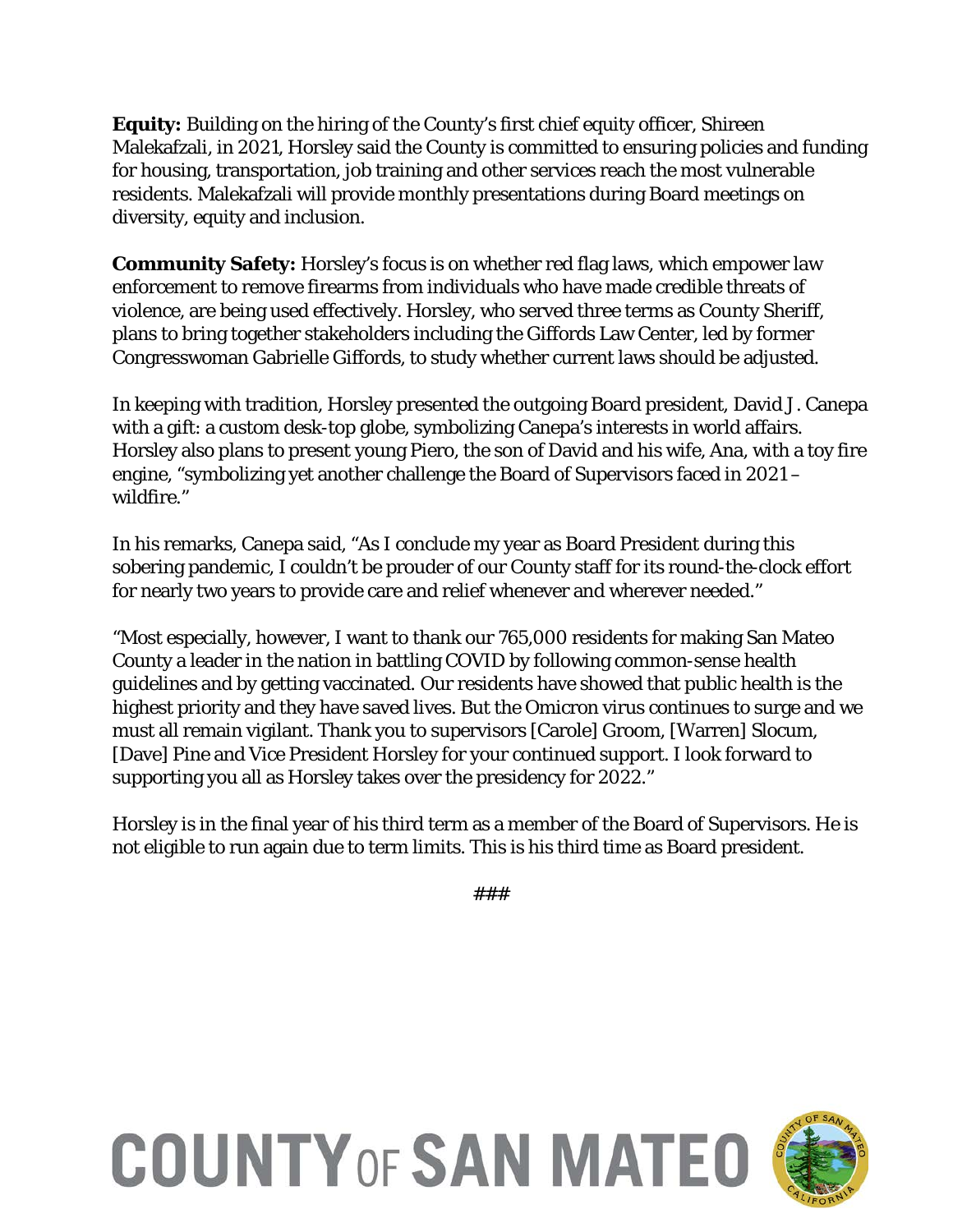**Equity:** Building on the hiring of the County's first chief equity officer, Shireen Malekafzali, in 2021, Horsley said the County is committed to ensuring policies and funding for housing, transportation, job training and other services reach the most vulnerable residents. Malekafzali will provide monthly presentations during Board meetings on diversity, equity and inclusion.

**Community Safety:** Horsley's focus is on whether red flag laws, which empower law enforcement to remove firearms from individuals who have made credible threats of violence, are being used effectively. Horsley, who served three terms as County Sheriff, plans to bring together stakeholders including the Giffords Law Center, led by former Congresswoman Gabrielle Giffords, to study whether current laws should be adjusted.

In keeping with tradition, Horsley presented the outgoing Board president, David J. Canepa with a gift: a custom desk-top globe, symbolizing Canepa's interests in world affairs. Horsley also plans to present young Piero, the son of David and his wife, Ana, with a toy fire engine, "symbolizing yet another challenge the Board of Supervisors faced in 2021 – wildfire."

In his remarks, Canepa said, "As I conclude my year as Board President during this sobering pandemic, I couldn't be prouder of our County staff for its round-the-clock effort for nearly two years to provide care and relief whenever and wherever needed."

"Most especially, however, I want to thank our 765,000 residents for making San Mateo County a leader in the nation in battling COVID by following common-sense health guidelines and by getting vaccinated. Our residents have showed that public health is the highest priority and they have saved lives. But the Omicron virus continues to surge and we must all remain vigilant. Thank you to supervisors [Carole] Groom, [Warren] Slocum, [Dave] Pine and Vice President Horsley for your continued support. I look forward to supporting you all as Horsley takes over the presidency for 2022."

Horsley is in the final year of his third term as a member of the Board of Supervisors. He is not eligible to run again due to term limits. This is his third time as Board president.

###

COUNTY OF SAN MATEO